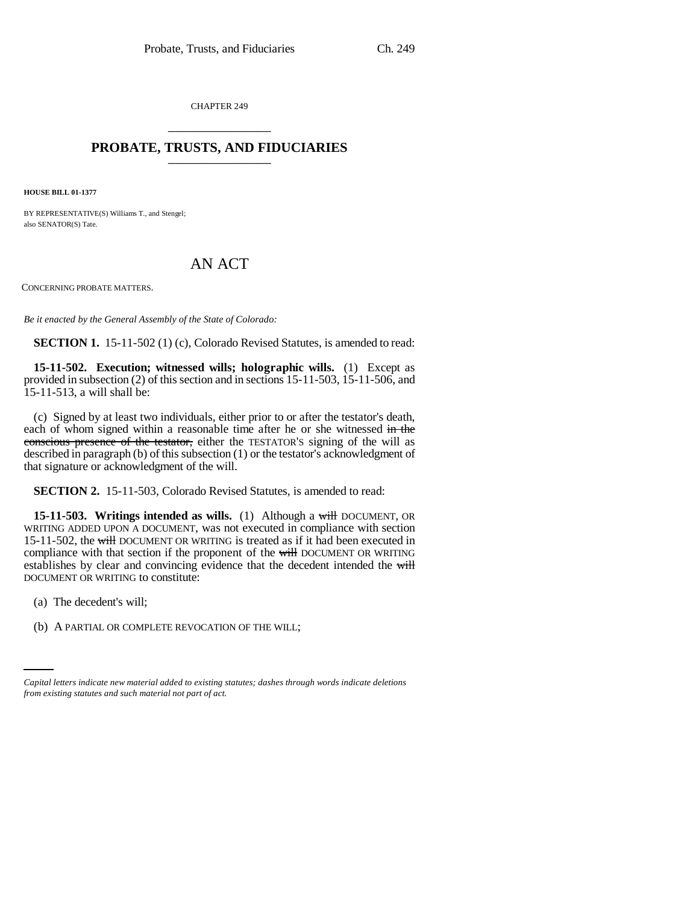CHAPTER 249

# PROBATE, TRUSTS, AND FIDUCIARIES

**HOUSE BILL 01-1377**

BY REPRESENTATIVE(S) Williams T., and Stengel;
also SENATOR(S) Tate.

## AN ACT

CONCERNING PROBATE MATTERS.

*Be it enacted by the General Assembly of the State of Colorado:*

**SECTION 1.** 15-11-502 (1) (c), Colorado Revised Statutes, is amended to read:

**15-11-502. Execution; witnessed wills; holographic wills.** (1) Except as provided in subsection (2) of this section and in sections 15-11-503, 15-11-506, and 15-11-513, a will shall be:

(c) Signed by at least two individuals, either prior to or after the testator's death, each of whom signed within a reasonable time after he or she witnessed ~~in the conscious presence of the testator,~~ either the TESTATOR'S signing of the will as described in paragraph (b) of this subsection (1) or the testator's acknowledgment of that signature or acknowledgment of the will.

**SECTION 2.** 15-11-503, Colorado Revised Statutes, is amended to read:

**15-11-503. Writings intended as wills.** (1) Although a ~~will~~ DOCUMENT, OR WRITING ADDED UPON A DOCUMENT, was not executed in compliance with section 15-11-502, the ~~will~~ DOCUMENT OR WRITING is treated as if it had been executed in compliance with that section if the proponent of the ~~will~~ DOCUMENT OR WRITING establishes by clear and convincing evidence that the decedent intended the ~~will~~ DOCUMENT OR WRITING to constitute:

(a) The decedent's will;

(b) A PARTIAL OR COMPLETE REVOCATION OF THE WILL;

*Capital letters indicate new material added to existing statutes; dashes through words indicate deletions from existing statutes and such material not part of act.*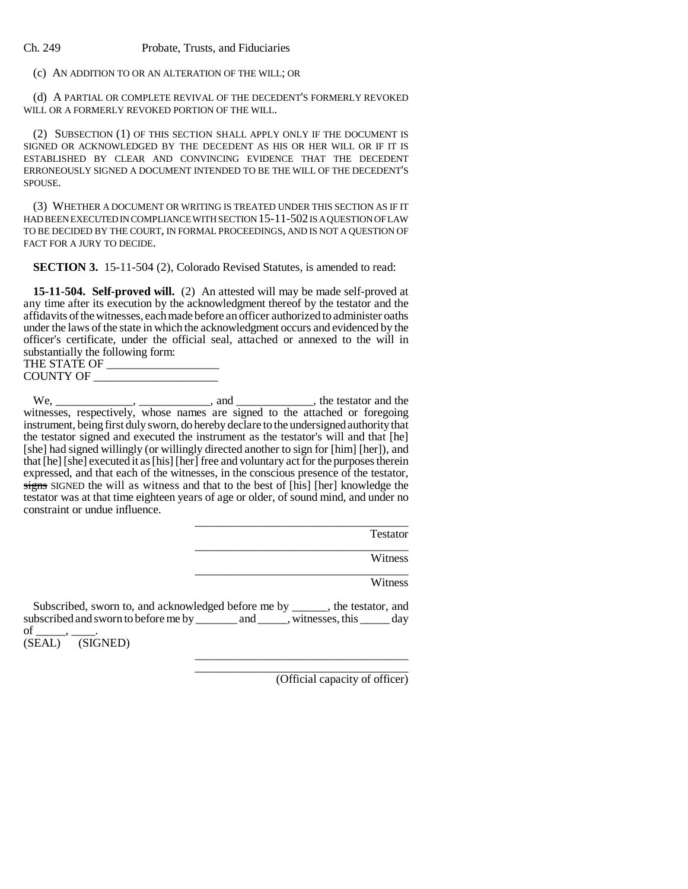(c) AN ADDITION TO OR AN ALTERATION OF THE WILL; OR

(d) A PARTIAL OR COMPLETE REVIVAL OF THE DECEDENT'S FORMERLY REVOKED WILL OR A FORMERLY REVOKED PORTION OF THE WILL.

(2) SUBSECTION (1) OF THIS SECTION SHALL APPLY ONLY IF THE DOCUMENT IS SIGNED OR ACKNOWLEDGED BY THE DECEDENT AS HIS OR HER WILL OR IF IT IS ESTABLISHED BY CLEAR AND CONVINCING EVIDENCE THAT THE DECEDENT ERRONEOUSLY SIGNED A DOCUMENT INTENDED TO BE THE WILL OF THE DECEDENT'S SPOUSE.

(3) WHETHER A DOCUMENT OR WRITING IS TREATED UNDER THIS SECTION AS IF IT HAD BEEN EXECUTED IN COMPLIANCE WITH SECTION 15-11-502 IS A QUESTION OF LAW TO BE DECIDED BY THE COURT, IN FORMAL PROCEEDINGS, AND IS NOT A QUESTION OF FACT FOR A JURY TO DECIDE.

**SECTION 3.** 15-11-504 (2), Colorado Revised Statutes, is amended to read:

**15-11-504. Self-proved will.** (2) An attested will may be made self-proved at any time after its execution by the acknowledgment thereof by the testator and the affidavits of the witnesses, each made before an officer authorized to administer oaths under the laws of the state in which the acknowledgment occurs and evidenced by the officer's certificate, under the official seal, attached or annexed to the will in substantially the following form:

THE STATE OF ___________________
COUNTY OF _____________________

We, _____________, ____________, and _____________, the testator and the witnesses, respectively, whose names are signed to the attached or foregoing instrument, being first duly sworn, do hereby declare to the undersigned authority that the testator signed and executed the instrument as the testator's will and that [he] [she] had signed willingly (or willingly directed another to sign for [him] [her]), and that [he] [she] executed it as [his] [her] free and voluntary act for the purposes therein expressed, and that each of the witnesses, in the conscious presence of the testator, ~~signs~~ SIGNED the will as witness and that to the best of [his] [her] knowledge the testator was at that time eighteen years of age or older, of sound mind, and under no constraint or undue influence.

____________________________________
Testator

____________________________________
Witness

____________________________________
Witness

Subscribed, sworn to, and acknowledged before me by ______, the testator, and subscribed and sworn to before me by _______ and _____, witnesses, this _____ day of _____, ____.

(SEAL) (SIGNED)

____________________________________

____________________________________
(Official capacity of officer)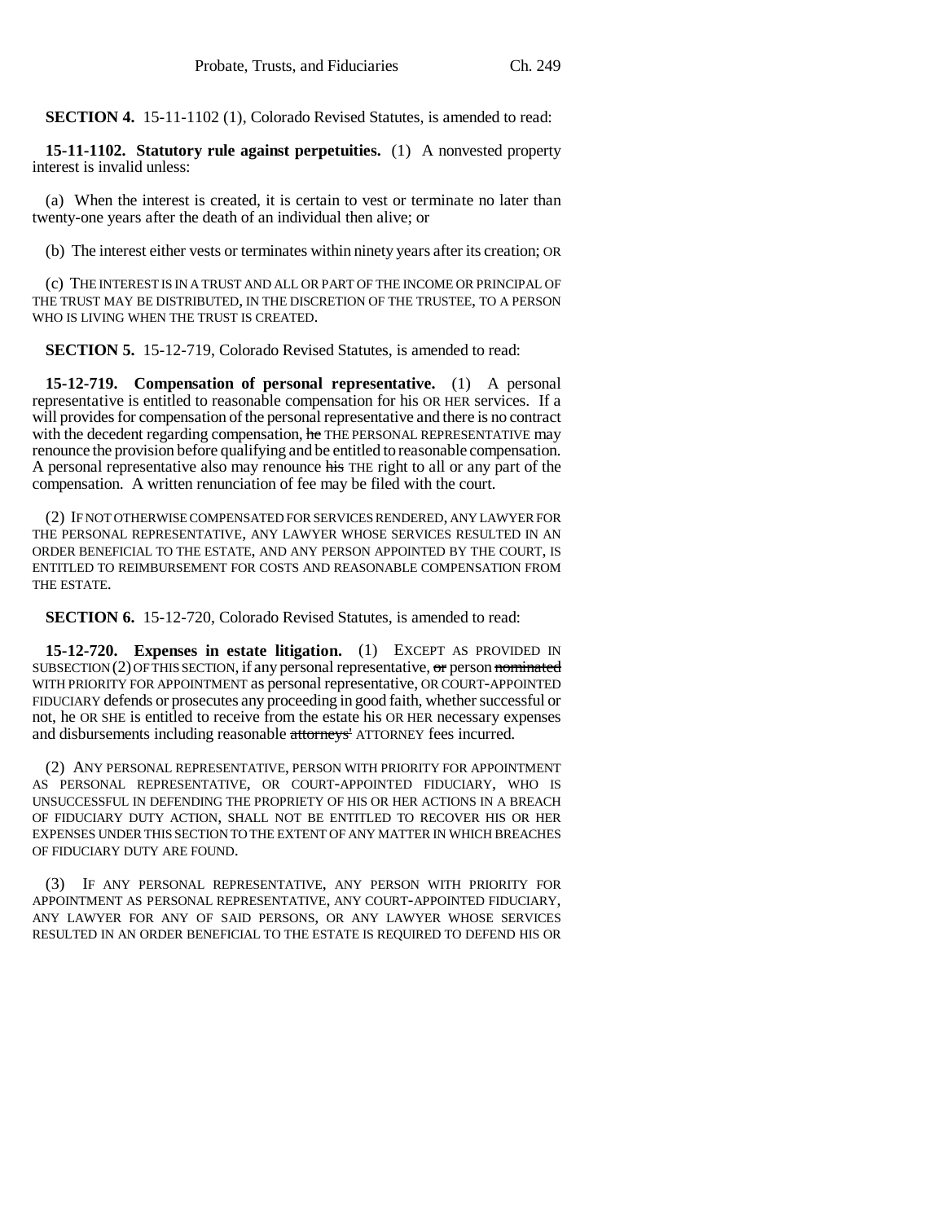**SECTION 4.** 15-11-1102 (1), Colorado Revised Statutes, is amended to read:

**15-11-1102. Statutory rule against perpetuities.** (1) A nonvested property interest is invalid unless:

(a) When the interest is created, it is certain to vest or terminate no later than twenty-one years after the death of an individual then alive; or

(b) The interest either vests or terminates within ninety years after its creation; OR

(c) THE INTEREST IS IN A TRUST AND ALL OR PART OF THE INCOME OR PRINCIPAL OF THE TRUST MAY BE DISTRIBUTED, IN THE DISCRETION OF THE TRUSTEE, TO A PERSON WHO IS LIVING WHEN THE TRUST IS CREATED.

**SECTION 5.** 15-12-719, Colorado Revised Statutes, is amended to read:

**15-12-719. Compensation of personal representative.** (1) A personal representative is entitled to reasonable compensation for his OR HER services. If a will provides for compensation of the personal representative and there is no contract with the decedent regarding compensation, ~~he~~ THE PERSONAL REPRESENTATIVE may renounce the provision before qualifying and be entitled to reasonable compensation. A personal representative also may renounce ~~his~~ THE right to all or any part of the compensation. A written renunciation of fee may be filed with the court.

(2) IF NOT OTHERWISE COMPENSATED FOR SERVICES RENDERED, ANY LAWYER FOR THE PERSONAL REPRESENTATIVE, ANY LAWYER WHOSE SERVICES RESULTED IN AN ORDER BENEFICIAL TO THE ESTATE, AND ANY PERSON APPOINTED BY THE COURT, IS ENTITLED TO REIMBURSEMENT FOR COSTS AND REASONABLE COMPENSATION FROM THE ESTATE.

**SECTION 6.** 15-12-720, Colorado Revised Statutes, is amended to read:

**15-12-720. Expenses in estate litigation.** (1) EXCEPT AS PROVIDED IN SUBSECTION (2) OF THIS SECTION, if any personal representative, ~~or~~ person ~~nominated~~ WITH PRIORITY FOR APPOINTMENT as personal representative, OR COURT-APPOINTED FIDUCIARY defends or prosecutes any proceeding in good faith, whether successful or not, he OR SHE is entitled to receive from the estate his OR HER necessary expenses and disbursements including reasonable ~~attorneys'~~ ATTORNEY fees incurred.

(2) ANY PERSONAL REPRESENTATIVE, PERSON WITH PRIORITY FOR APPOINTMENT AS PERSONAL REPRESENTATIVE, OR COURT-APPOINTED FIDUCIARY, WHO IS UNSUCCESSFUL IN DEFENDING THE PROPRIETY OF HIS OR HER ACTIONS IN A BREACH OF FIDUCIARY DUTY ACTION, SHALL NOT BE ENTITLED TO RECOVER HIS OR HER EXPENSES UNDER THIS SECTION TO THE EXTENT OF ANY MATTER IN WHICH BREACHES OF FIDUCIARY DUTY ARE FOUND.

(3) IF ANY PERSONAL REPRESENTATIVE, ANY PERSON WITH PRIORITY FOR APPOINTMENT AS PERSONAL REPRESENTATIVE, ANY COURT-APPOINTED FIDUCIARY, ANY LAWYER FOR ANY OF SAID PERSONS, OR ANY LAWYER WHOSE SERVICES RESULTED IN AN ORDER BENEFICIAL TO THE ESTATE IS REQUIRED TO DEFEND HIS OR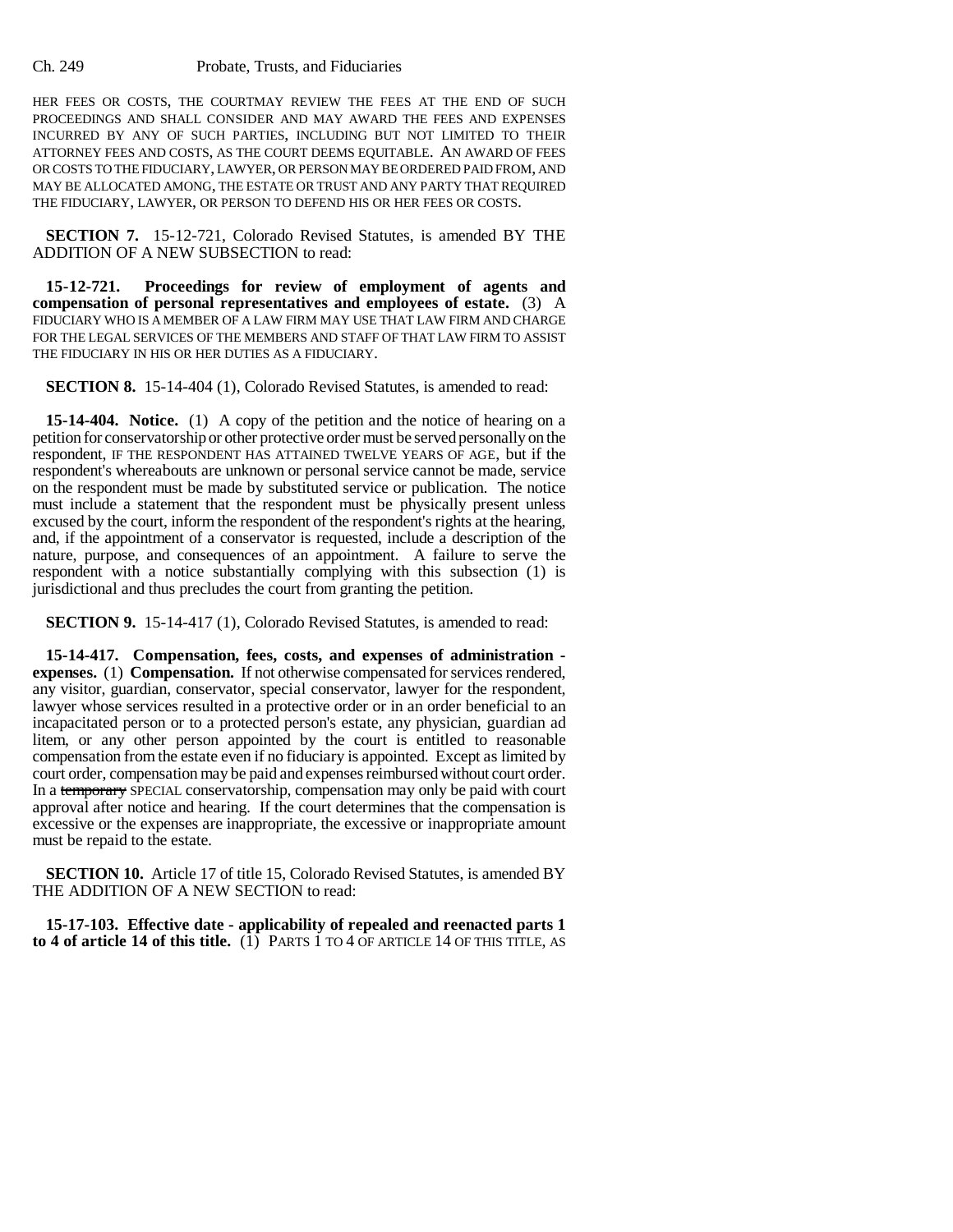HER FEES OR COSTS, THE COURTMAY REVIEW THE FEES AT THE END OF SUCH PROCEEDINGS AND SHALL CONSIDER AND MAY AWARD THE FEES AND EXPENSES INCURRED BY ANY OF SUCH PARTIES, INCLUDING BUT NOT LIMITED TO THEIR ATTORNEY FEES AND COSTS, AS THE COURT DEEMS EQUITABLE. AN AWARD OF FEES OR COSTS TO THE FIDUCIARY, LAWYER, OR PERSON MAY BE ORDERED PAID FROM, AND MAY BE ALLOCATED AMONG, THE ESTATE OR TRUST AND ANY PARTY THAT REQUIRED THE FIDUCIARY, LAWYER, OR PERSON TO DEFEND HIS OR HER FEES OR COSTS.

**SECTION 7.** 15-12-721, Colorado Revised Statutes, is amended BY THE ADDITION OF A NEW SUBSECTION to read:

**15-12-721. Proceedings for review of employment of agents and compensation of personal representatives and employees of estate.** (3) A FIDUCIARY WHO IS A MEMBER OF A LAW FIRM MAY USE THAT LAW FIRM AND CHARGE FOR THE LEGAL SERVICES OF THE MEMBERS AND STAFF OF THAT LAW FIRM TO ASSIST THE FIDUCIARY IN HIS OR HER DUTIES AS A FIDUCIARY.

**SECTION 8.** 15-14-404 (1), Colorado Revised Statutes, is amended to read:

**15-14-404. Notice.** (1) A copy of the petition and the notice of hearing on a petition for conservatorship or other protective order must be served personally on the respondent, IF THE RESPONDENT HAS ATTAINED TWELVE YEARS OF AGE, but if the respondent's whereabouts are unknown or personal service cannot be made, service on the respondent must be made by substituted service or publication. The notice must include a statement that the respondent must be physically present unless excused by the court, inform the respondent of the respondent's rights at the hearing, and, if the appointment of a conservator is requested, include a description of the nature, purpose, and consequences of an appointment. A failure to serve the respondent with a notice substantially complying with this subsection (1) is jurisdictional and thus precludes the court from granting the petition.

**SECTION 9.** 15-14-417 (1), Colorado Revised Statutes, is amended to read:

**15-14-417. Compensation, fees, costs, and expenses of administration - expenses.** (1) **Compensation.** If not otherwise compensated for services rendered, any visitor, guardian, conservator, special conservator, lawyer for the respondent, lawyer whose services resulted in a protective order or in an order beneficial to an incapacitated person or to a protected person's estate, any physician, guardian ad litem, or any other person appointed by the court is entitled to reasonable compensation from the estate even if no fiduciary is appointed. Except as limited by court order, compensation may be paid and expenses reimbursed without court order. In a ~~temporary~~ SPECIAL conservatorship, compensation may only be paid with court approval after notice and hearing. If the court determines that the compensation is excessive or the expenses are inappropriate, the excessive or inappropriate amount must be repaid to the estate.

**SECTION 10.** Article 17 of title 15, Colorado Revised Statutes, is amended BY THE ADDITION OF A NEW SECTION to read:

**15-17-103. Effective date - applicability of repealed and reenacted parts 1 to 4 of article 14 of this title.** (1) PARTS 1 TO 4 OF ARTICLE 14 OF THIS TITLE, AS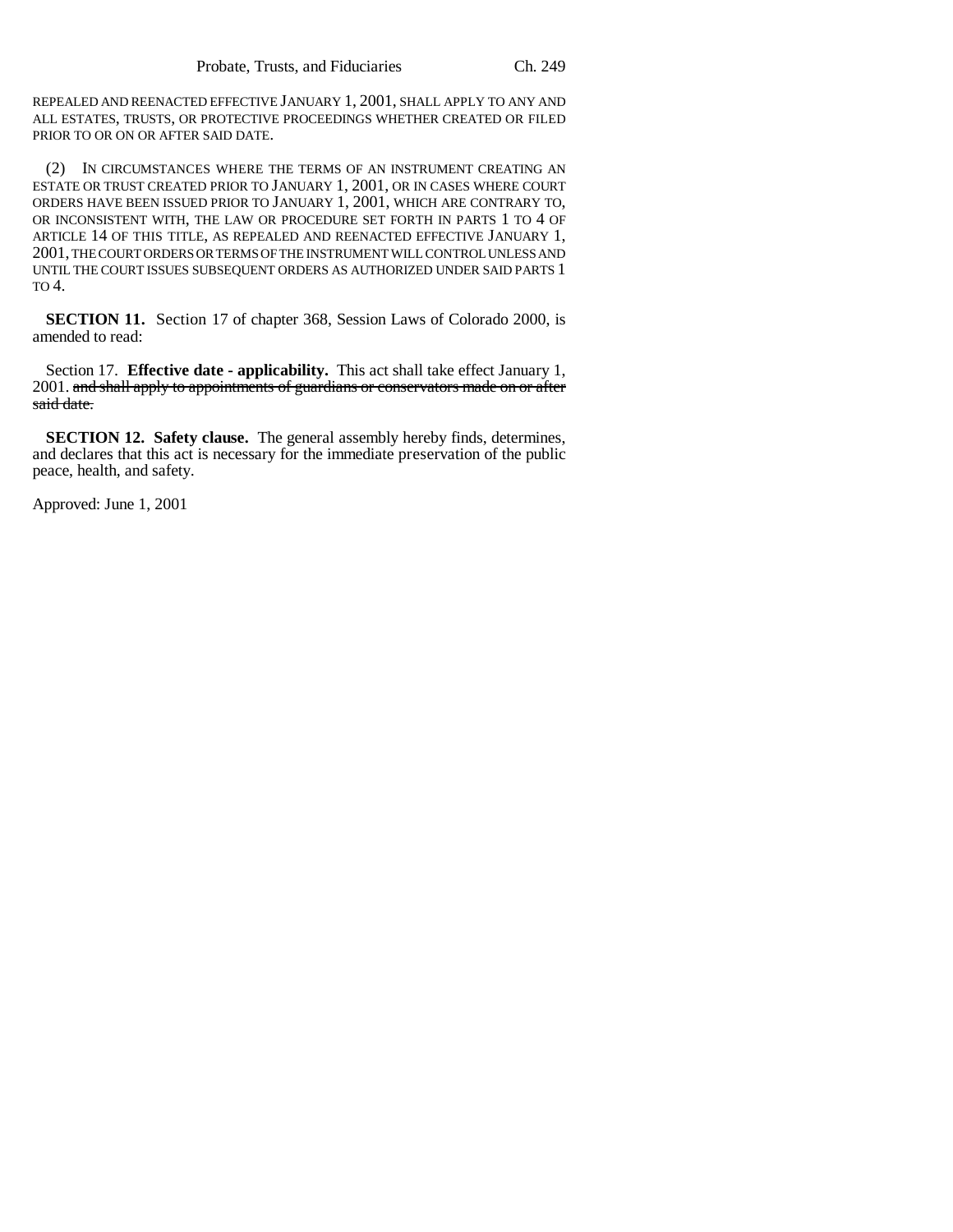REPEALED AND REENACTED EFFECTIVE JANUARY 1, 2001, SHALL APPLY TO ANY AND ALL ESTATES, TRUSTS, OR PROTECTIVE PROCEEDINGS WHETHER CREATED OR FILED PRIOR TO OR ON OR AFTER SAID DATE.

(2) IN CIRCUMSTANCES WHERE THE TERMS OF AN INSTRUMENT CREATING AN ESTATE OR TRUST CREATED PRIOR TO JANUARY 1, 2001, OR IN CASES WHERE COURT ORDERS HAVE BEEN ISSUED PRIOR TO JANUARY 1, 2001, WHICH ARE CONTRARY TO, OR INCONSISTENT WITH, THE LAW OR PROCEDURE SET FORTH IN PARTS 1 TO 4 OF ARTICLE 14 OF THIS TITLE, AS REPEALED AND REENACTED EFFECTIVE JANUARY 1, 2001, THE COURT ORDERS OR TERMS OF THE INSTRUMENT WILL CONTROL UNLESS AND UNTIL THE COURT ISSUES SUBSEQUENT ORDERS AS AUTHORIZED UNDER SAID PARTS 1 TO 4.

**SECTION 11.** Section 17 of chapter 368, Session Laws of Colorado 2000, is amended to read:

Section 17. **Effective date - applicability.** This act shall take effect January 1, 2001. ~~and shall apply to appointments of guardians or conservators made on or after said date.~~

**SECTION 12. Safety clause.** The general assembly hereby finds, determines, and declares that this act is necessary for the immediate preservation of the public peace, health, and safety.

Approved: June 1, 2001